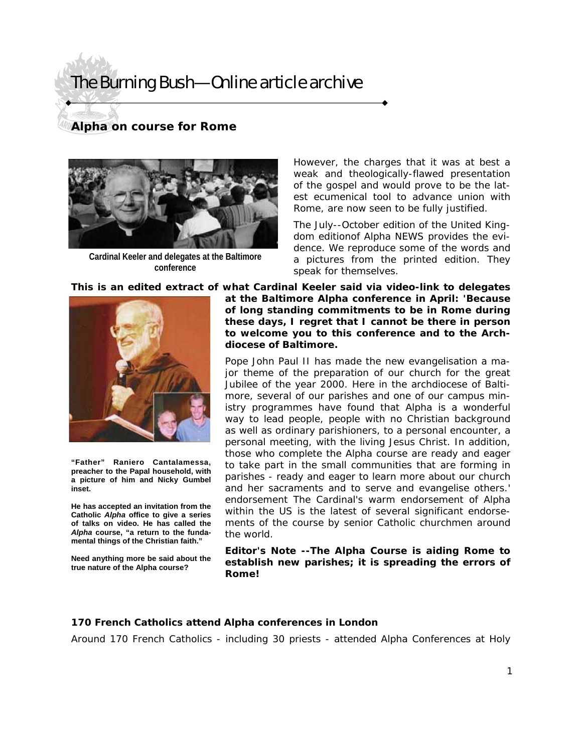# The Burning Bush—Online article archive

## Alpha on course for Rome

Cardinal Keeler and delegates at the Baltimore conference

However, the charges that it was at best a weak and theologically-flawed presentation of the gospel and would prove to be the latest ecumenical tool to advance union with Rome, are now seen to be fully justified.

The July--October edition of the United Kingdom editionof Alpha NEWS provides the evidence. We reproduce some of the words and a pictures from the printed edition. They speak for themselves.

**This is an edited extract of what Cardinal Keeler said via video-link to delegates at the Baltimore Alpha conference in April: 'Because of long standing commitments to be in Rome during these days, I regret that I cannot be there in person to welcome you to this conference and to the Archdiocese of Baltimore.**

Pope John Paul II has made the new evangelisation a major theme of the preparation of our church for the great Jubilee of the year 2000. Here in the archdiocese of Baltimore, several of our parishes and one of our campus ministry programmes have found that Alpha is a wonderful way to lead people, people with no Christian background as well as ordinary parishioners, to a personal encounter, a personal meeting, with the living Jesus Christ. In addition, those who complete the Alpha course are ready and eager to take part in the small communities that are forming in parishes - ready and eager to learn more about our church and her sacraments and to serve and evangelise others.' endorsement The Cardinal's warm endorsement of Alpha within the US is the latest of several significant endorsements of the course by senior Catholic churchmen around the world.

**Editor's Note --The Alpha Course is aiding Rome to establish new parishes; it is spreading the errors of Rome!**

**"Father" Raniero Cantalamessa, preacher to the Papal household, with a picture of him and Nicky Gumbel inset.**

**He has accepted an invitation from the Catholic *Alpha* office to give a series of talks on video. He has called the *Alpha* course, "a return to the fundamental things of the Christian faith."**

**Need anything more be said about the true nature of the Alpha course?**

### 170 French Catholics attend Alpha conferences in London

Around 170 French Catholics - including 30 priests - attended Alpha Conferences at Holy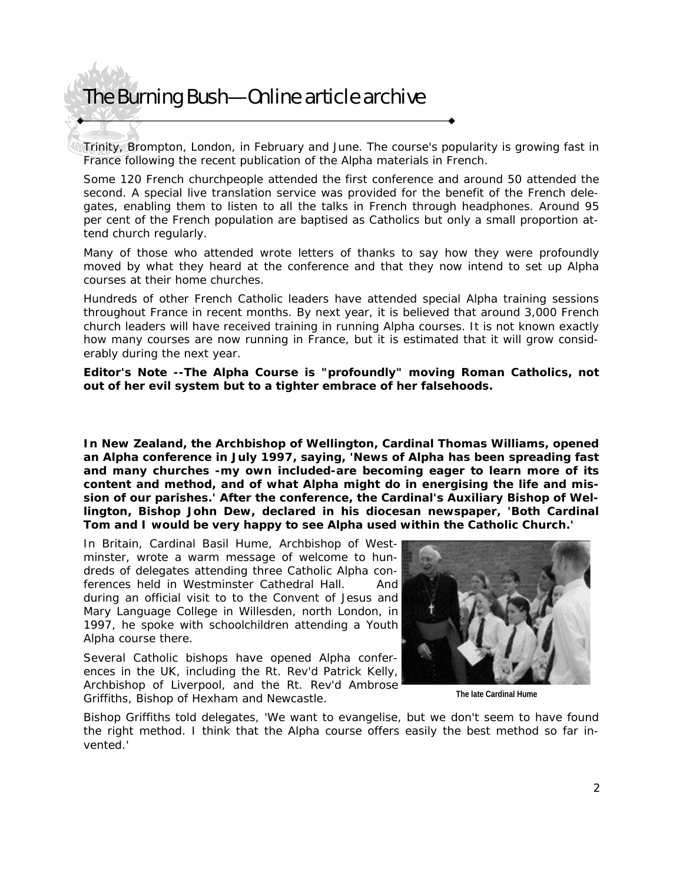Trinity, Brompton, London, in February and June. The course's popularity is growing fast in France following the recent publication of the Alpha materials in French.

Some 120 French churchpeople attended the first conference and around 50 attended the second. A special live translation service was provided for the benefit of the French delegates, enabling them to listen to all the talks in French through headphones. Around 95 per cent of the French population are baptised as Catholics but only a small proportion attend church regularly.

Many of those who attended wrote letters of thanks to say how they were profoundly moved by what they heard at the conference and that they now intend to set up Alpha courses at their home churches.

Hundreds of other French Catholic leaders have attended special Alpha training sessions throughout France in recent months. By next year, it is believed that around 3,000 French church leaders will have received training in running Alpha courses. It is not known exactly how many courses are now running in France, but it is estimated that it will grow considerably during the next year.

**Editor's Note --The Alpha Course is "profoundly" moving Roman Catholics, not out of her evil system but to a tighter embrace of her falsehoods.**

**In New Zealand, the Archbishop of Wellington, Cardinal Thomas Williams, opened an Alpha conference in July 1997, saying, 'News of Alpha has been spreading fast and many churches -my own included-are becoming eager to learn more of its content and method, and of what Alpha might do in energising the life and mission of our parishes.' After the conference, the Cardinal's Auxiliary Bishop of Wellington, Bishop John Dew, declared in his diocesan newspaper, 'Both Cardinal Tom and I would be very happy to see Alpha used within the Catholic Church.'**

In Britain, Cardinal Basil Hume, Archbishop of Westminster, wrote a warm message of welcome to hundreds of delegates attending three Catholic Alpha conferences held in Westminster Cathedral Hall. And during an official visit to to the Convent of Jesus and Mary Language College in Willesden, north London, in 1997, he spoke with schoolchildren attending a Youth Alpha course there.

Several Catholic bishops have opened Alpha conferences in the UK, including the Rt. Rev'd Patrick Kelly, Archbishop of Liverpool, and the Rt. Rev'd Ambrose Griffiths, Bishop of Hexham and Newcastle.

The late Cardinal Hume

Bishop Griffiths told delegates, 'We want to evangelise, but we don't seem to have found the right method. I think that the Alpha course offers easily the best method so far invented.'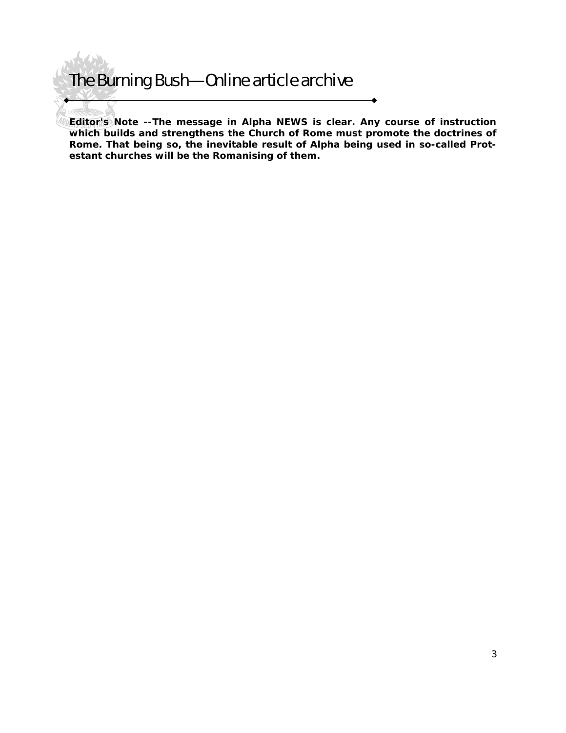**Editor's Note --The message in Alpha NEWS is clear. Any course of instruction which builds and strengthens the Church of Rome must promote the doctrines of Rome. That being so, the inevitable result of Alpha being used in so-called Protestant churches will be the Romanising of them.**